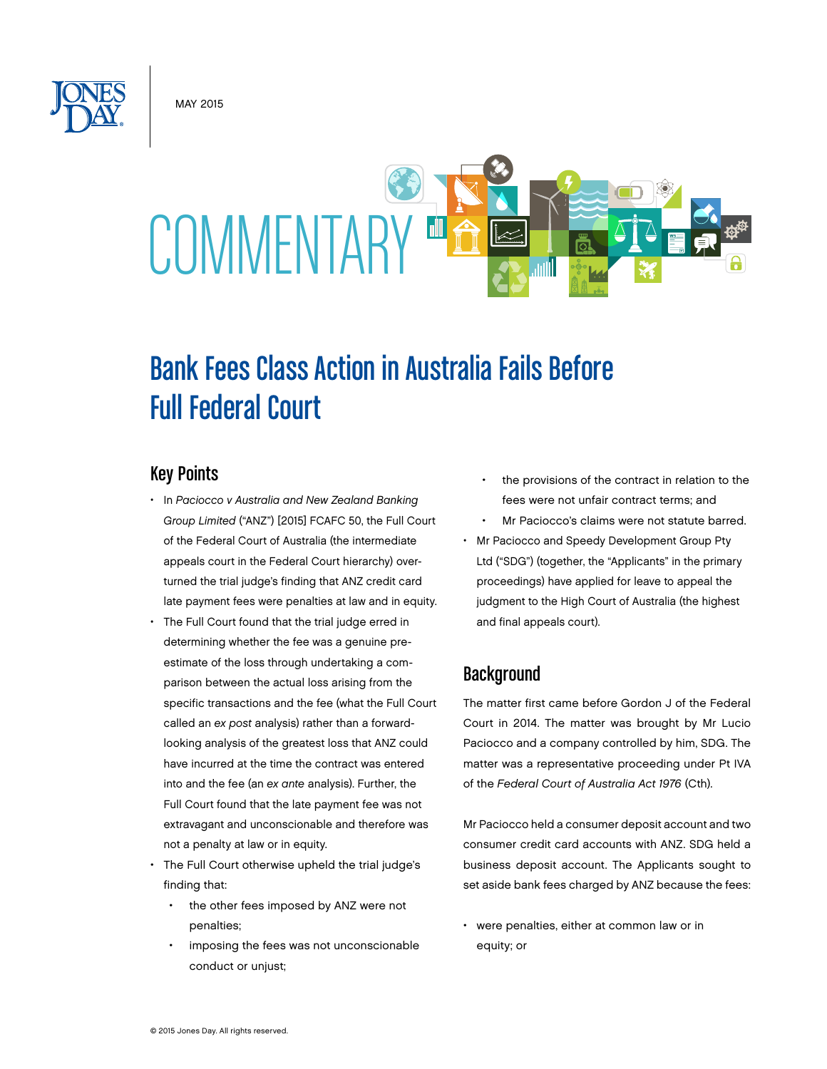MAY 2015

COMMENTARY

# Bank Fees Class Action in Australia Fails Before Full Federal Court

## Key Points

- In *Paciocco v Australia and New Zealand Banking Group Limited* ("ANZ") [2015] FCAFC 50, the Full Court of the Federal Court of Australia (the intermediate appeals court in the Federal Court hierarchy) overturned the trial judge's finding that ANZ credit card late payment fees were penalties at law and in equity.
- The Full Court found that the trial judge erred in determining whether the fee was a genuine pre-estimate of the loss through undertaking a comparison between the actual loss arising from the specific transactions and the fee (what the Full Court called an *ex post* analysis) rather than a forward-looking analysis of the greatest loss that ANZ could have incurred at the time the contract was entered into and the fee (an *ex ante* analysis). Further, the Full Court found that the late payment fee was not extravagant and unconscionable and therefore was not a penalty at law or in equity.
- The Full Court otherwise upheld the trial judge's finding that:
  - the other fees imposed by ANZ were not penalties;
  - imposing the fees was not unconscionable conduct or unjust;
  - the provisions of the contract in relation to the fees were not unfair contract terms; and
  - Mr Paciocco's claims were not statute barred.
- Mr Paciocco and Speedy Development Group Pty Ltd ("SDG") (together, the "Applicants" in the primary proceedings) have applied for leave to appeal the judgment to the High Court of Australia (the highest and final appeals court).

## Background

The matter first came before Gordon J of the Federal Court in 2014. The matter was brought by Mr Lucio Paciocco and a company controlled by him, SDG. The matter was a representative proceeding under Pt IVA of the *Federal Court of Australia Act 1976* (Cth).

Mr Paciocco held a consumer deposit account and two consumer credit card accounts with ANZ. SDG held a business deposit account. The Applicants sought to set aside bank fees charged by ANZ because the fees:

- were penalties, either at common law or in equity; or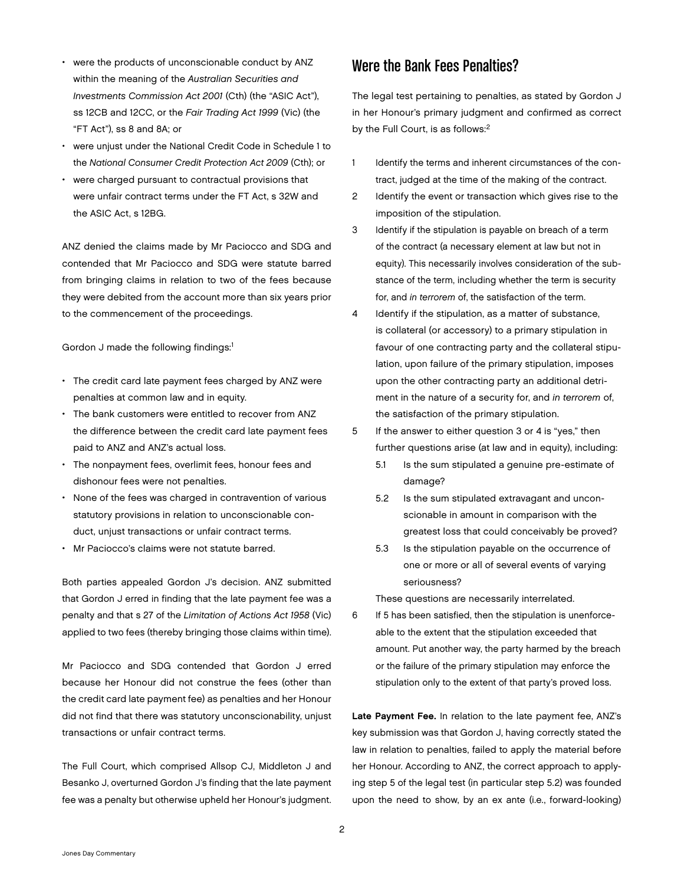- were the products of unconscionable conduct by ANZ within the meaning of the *Australian Securities and Investments Commission Act 2001* (Cth) (the "ASIC Act"), ss 12CB and 12CC, or the *Fair Trading Act 1999* (Vic) (the "FT Act"), ss 8 and 8A; or
- were unjust under the National Credit Code in Schedule 1 to the *National Consumer Credit Protection Act 2009* (Cth); or
- were charged pursuant to contractual provisions that were unfair contract terms under the FT Act, s 32W and the ASIC Act, s 12BG.

ANZ denied the claims made by Mr Paciocco and SDG and contended that Mr Paciocco and SDG were statute barred from bringing claims in relation to two of the fees because they were debited from the account more than six years prior to the commencement of the proceedings.

Gordon J made the following findings:[1]

- The credit card late payment fees charged by ANZ were penalties at common law and in equity.
- The bank customers were entitled to recover from ANZ the difference between the credit card late payment fees paid to ANZ and ANZ's actual loss.
- The nonpayment fees, overlimit fees, honour fees and dishonour fees were not penalties.
- None of the fees was charged in contravention of various statutory provisions in relation to unconscionable conduct, unjust transactions or unfair contract terms.
- Mr Paciocco's claims were not statute barred.

Both parties appealed Gordon J's decision. ANZ submitted that Gordon J erred in finding that the late payment fee was a penalty and that s 27 of the *Limitation of Actions Act 1958* (Vic) applied to two fees (thereby bringing those claims within time).

Mr Paciocco and SDG contended that Gordon J erred because her Honour did not construe the fees (other than the credit card late payment fee) as penalties and her Honour did not find that there was statutory unconscionability, unjust transactions or unfair contract terms.

The Full Court, which comprised Allsop CJ, Middleton J and Besanko J, overturned Gordon J's finding that the late payment fee was a penalty but otherwise upheld her Honour's judgment.

## Were the Bank Fees Penalties?

The legal test pertaining to penalties, as stated by Gordon J in her Honour's primary judgment and confirmed as correct by the Full Court, is as follows:[2]

1. Identify the terms and inherent circumstances of the contract, judged at the time of the making of the contract.
2. Identify the event or transaction which gives rise to the imposition of the stipulation.
3. Identify if the stipulation is payable on breach of a term of the contract (a necessary element at law but not in equity). This necessarily involves consideration of the substance of the term, including whether the term is security for, and *in terrorem* of, the satisfaction of the term.
4. Identify if the stipulation, as a matter of substance, is collateral (or accessory) to a primary stipulation in favour of one contracting party and the collateral stipulation, upon failure of the primary stipulation, imposes upon the other contracting party an additional detriment in the nature of a security for, and *in terrorem* of, the satisfaction of the primary stipulation.
5. If the answer to either question 3 or 4 is "yes," then further questions arise (at law and in equity), including:
   - 5.1 Is the sum stipulated a genuine pre-estimate of damage?
   - 5.2 Is the sum stipulated extravagant and unconscionable in amount in comparison with the greatest loss that could conceivably be proved?
   - 5.3 Is the stipulation payable on the occurrence of one or more or all of several events of varying seriousness?

   These questions are necessarily interrelated.
6. If 5 has been satisfied, then the stipulation is unenforceable to the extent that the stipulation exceeded that amount. Put another way, the party harmed by the breach or the failure of the primary stipulation may enforce the stipulation only to the extent of that party's proved loss.

**Late Payment Fee.** In relation to the late payment fee, ANZ's key submission was that Gordon J, having correctly stated the law in relation to penalties, failed to apply the material before her Honour. According to ANZ, the correct approach to applying step 5 of the legal test (in particular step 5.2) was founded upon the need to show, by an ex ante (i.e., forward-looking)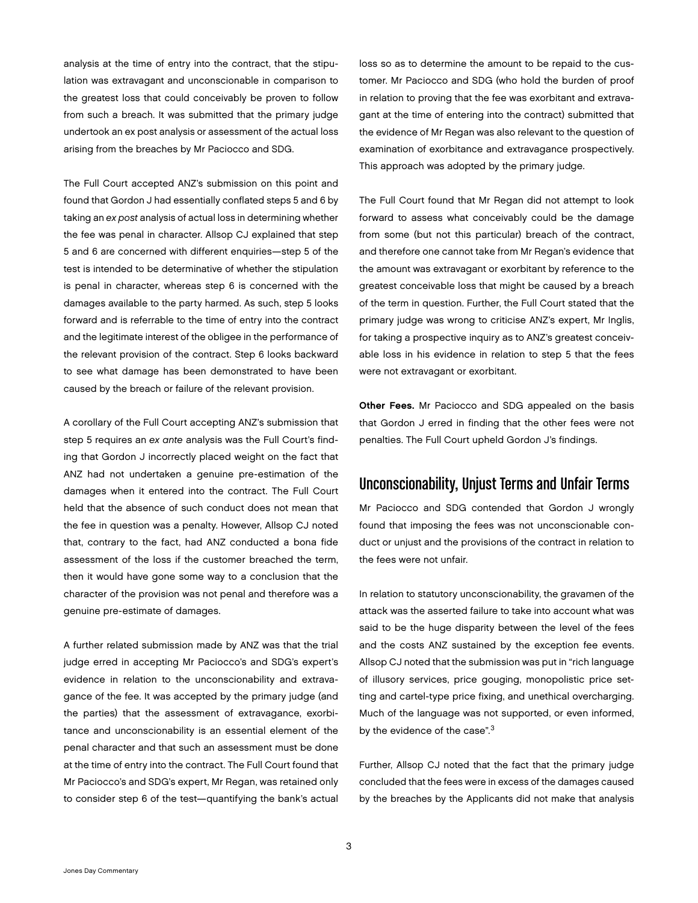analysis at the time of entry into the contract, that the stipulation was extravagant and unconscionable in comparison to the greatest loss that could conceivably be proven to follow from such a breach. It was submitted that the primary judge undertook an ex post analysis or assessment of the actual loss arising from the breaches by Mr Paciocco and SDG.

The Full Court accepted ANZ's submission on this point and found that Gordon J had essentially conflated steps 5 and 6 by taking an *ex post* analysis of actual loss in determining whether the fee was penal in character. Allsop CJ explained that step 5 and 6 are concerned with different enquiries—step 5 of the test is intended to be determinative of whether the stipulation is penal in character, whereas step 6 is concerned with the damages available to the party harmed. As such, step 5 looks forward and is referrable to the time of entry into the contract and the legitimate interest of the obligee in the performance of the relevant provision of the contract. Step 6 looks backward to see what damage has been demonstrated to have been caused by the breach or failure of the relevant provision.

A corollary of the Full Court accepting ANZ's submission that step 5 requires an *ex ante* analysis was the Full Court's finding that Gordon J incorrectly placed weight on the fact that ANZ had not undertaken a genuine pre-estimation of the damages when it entered into the contract. The Full Court held that the absence of such conduct does not mean that the fee in question was a penalty. However, Allsop CJ noted that, contrary to the fact, had ANZ conducted a bona fide assessment of the loss if the customer breached the term, then it would have gone some way to a conclusion that the character of the provision was not penal and therefore was a genuine pre-estimate of damages.

A further related submission made by ANZ was that the trial judge erred in accepting Mr Paciocco's and SDG's expert's evidence in relation to the unconscionability and extravagance of the fee. It was accepted by the primary judge (and the parties) that the assessment of extravagance, exorbitance and unconscionability is an essential element of the penal character and that such an assessment must be done at the time of entry into the contract. The Full Court found that Mr Paciocco's and SDG's expert, Mr Regan, was retained only to consider step 6 of the test—quantifying the bank's actual loss so as to determine the amount to be repaid to the customer. Mr Paciocco and SDG (who hold the burden of proof in relation to proving that the fee was exorbitant and extravagant at the time of entering into the contract) submitted that the evidence of Mr Regan was also relevant to the question of examination of exorbitance and extravagance prospectively. This approach was adopted by the primary judge.

The Full Court found that Mr Regan did not attempt to look forward to assess what conceivably could be the damage from some (but not this particular) breach of the contract, and therefore one cannot take from Mr Regan's evidence that the amount was extravagant or exorbitant by reference to the greatest conceivable loss that might be caused by a breach of the term in question. Further, the Full Court stated that the primary judge was wrong to criticise ANZ's expert, Mr Inglis, for taking a prospective inquiry as to ANZ's greatest conceivable loss in his evidence in relation to step 5 that the fees were not extravagant or exorbitant.

**Other Fees.** Mr Paciocco and SDG appealed on the basis that Gordon J erred in finding that the other fees were not penalties. The Full Court upheld Gordon J's findings.

## Unconscionability, Unjust Terms and Unfair Terms

Mr Paciocco and SDG contended that Gordon J wrongly found that imposing the fees was not unconscionable conduct or unjust and the provisions of the contract in relation to the fees were not unfair.

In relation to statutory unconscionability, the gravamen of the attack was the asserted failure to take into account what was said to be the huge disparity between the level of the fees and the costs ANZ sustained by the exception fee events. Allsop CJ noted that the submission was put in "rich language of illusory services, price gouging, monopolistic price setting and cartel-type price fixing, and unethical overcharging. Much of the language was not supported, or even informed, by the evidence of the case".[3]

Further, Allsop CJ noted that the fact that the primary judge concluded that the fees were in excess of the damages caused by the breaches by the Applicants did not make that analysis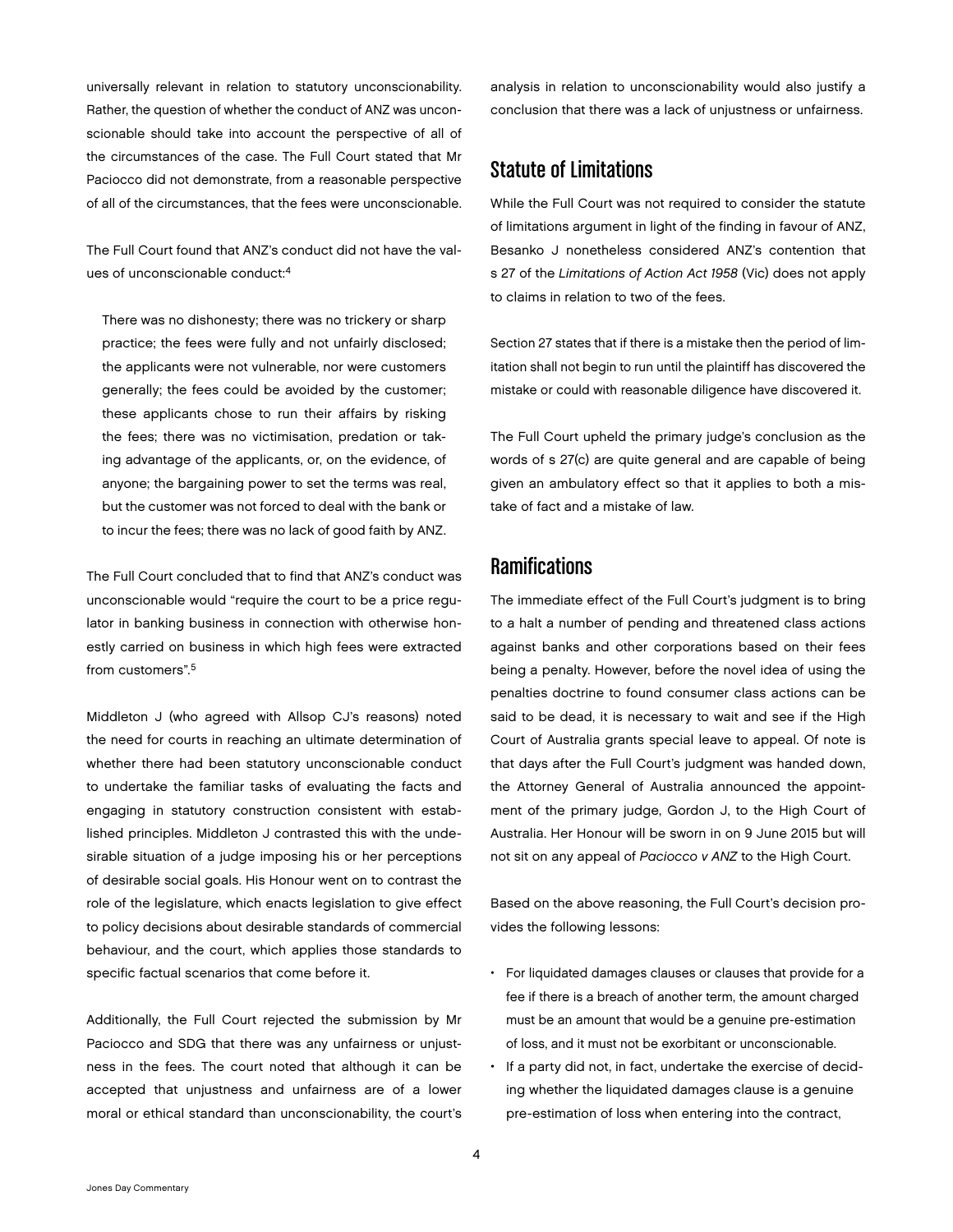universally relevant in relation to statutory unconscionability. Rather, the question of whether the conduct of ANZ was unconscionable should take into account the perspective of all of the circumstances of the case. The Full Court stated that Mr Paciocco did not demonstrate, from a reasonable perspective of all of the circumstances, that the fees were unconscionable.

The Full Court found that ANZ's conduct did not have the values of unconscionable conduct:[4]

> There was no dishonesty; there was no trickery or sharp practice; the fees were fully and not unfairly disclosed; the applicants were not vulnerable, nor were customers generally; the fees could be avoided by the customer; these applicants chose to run their affairs by risking the fees; there was no victimisation, predation or taking advantage of the applicants, or, on the evidence, of anyone; the bargaining power to set the terms was real, but the customer was not forced to deal with the bank or to incur the fees; there was no lack of good faith by ANZ.

The Full Court concluded that to find that ANZ's conduct was unconscionable would "require the court to be a price regulator in banking business in connection with otherwise honestly carried on business in which high fees were extracted from customers".[5]

Middleton J (who agreed with Allsop CJ's reasons) noted the need for courts in reaching an ultimate determination of whether there had been statutory unconscionable conduct to undertake the familiar tasks of evaluating the facts and engaging in statutory construction consistent with established principles. Middleton J contrasted this with the undesirable situation of a judge imposing his or her perceptions of desirable social goals. His Honour went on to contrast the role of the legislature, which enacts legislation to give effect to policy decisions about desirable standards of commercial behaviour, and the court, which applies those standards to specific factual scenarios that come before it.

Additionally, the Full Court rejected the submission by Mr Paciocco and SDG that there was any unfairness or unjustness in the fees. The court noted that although it can be accepted that unjustness and unfairness are of a lower moral or ethical standard than unconscionability, the court's analysis in relation to unconscionability would also justify a conclusion that there was a lack of unjustness or unfairness.

## Statute of Limitations

While the Full Court was not required to consider the statute of limitations argument in light of the finding in favour of ANZ, Besanko J nonetheless considered ANZ's contention that s 27 of the *Limitations of Action Act 1958* (Vic) does not apply to claims in relation to two of the fees.

Section 27 states that if there is a mistake then the period of limitation shall not begin to run until the plaintiff has discovered the mistake or could with reasonable diligence have discovered it.

The Full Court upheld the primary judge's conclusion as the words of s 27(c) are quite general and are capable of being given an ambulatory effect so that it applies to both a mistake of fact and a mistake of law.

## Ramifications

The immediate effect of the Full Court's judgment is to bring to a halt a number of pending and threatened class actions against banks and other corporations based on their fees being a penalty. However, before the novel idea of using the penalties doctrine to found consumer class actions can be said to be dead, it is necessary to wait and see if the High Court of Australia grants special leave to appeal. Of note is that days after the Full Court's judgment was handed down, the Attorney General of Australia announced the appointment of the primary judge, Gordon J, to the High Court of Australia. Her Honour will be sworn in on 9 June 2015 but will not sit on any appeal of *Paciocco v ANZ* to the High Court.

Based on the above reasoning, the Full Court's decision provides the following lessons:

- For liquidated damages clauses or clauses that provide for a fee if there is a breach of another term, the amount charged must be an amount that would be a genuine pre-estimation of loss, and it must not be exorbitant or unconscionable.
- If a party did not, in fact, undertake the exercise of deciding whether the liquidated damages clause is a genuine pre-estimation of loss when entering into the contract,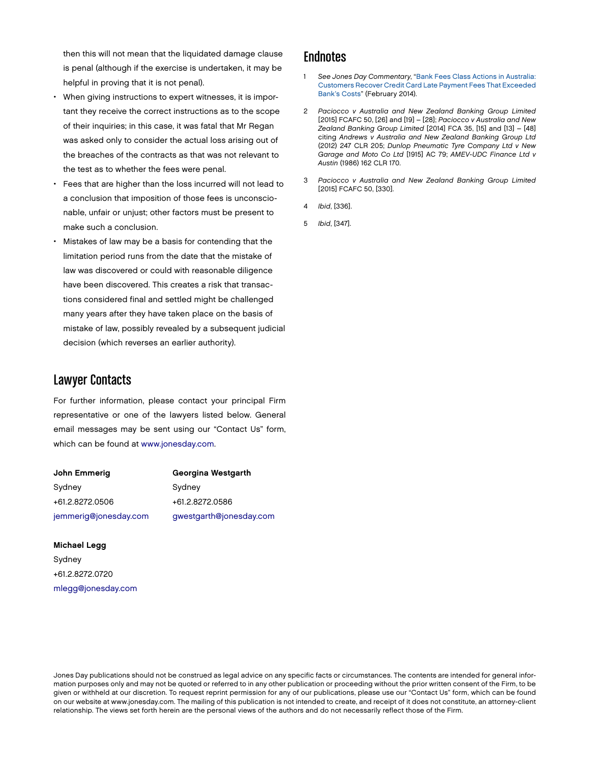then this will not mean that the liquidated damage clause is penal (although if the exercise is undertaken, it may be helpful in proving that it is not penal).

- When giving instructions to expert witnesses, it is important they receive the correct instructions as to the scope of their inquiries; in this case, it was fatal that Mr Regan was asked only to consider the actual loss arising out of the breaches of the contracts as that was not relevant to the test as to whether the fees were penal.
- Fees that are higher than the loss incurred will not lead to a conclusion that imposition of those fees is unconscionable, unfair or unjust; other factors must be present to make such a conclusion.
- Mistakes of law may be a basis for contending that the limitation period runs from the date that the mistake of law was discovered or could with reasonable diligence have been discovered. This creates a risk that transactions considered final and settled might be challenged many years after they have taken place on the basis of mistake of law, possibly revealed by a subsequent judicial decision (which reverses an earlier authority).

## Lawyer Contacts

For further information, please contact your principal Firm representative or one of the lawyers listed below. General email messages may be sent using our "Contact Us" form, which can be found at www.jonesday.com.

**John Emmerig**
Sydney
+61.2.8272.0506
jemmerig@jonesday.com

**Georgina Westgarth**
Sydney
+61.2.8272.0586
gwestgarth@jonesday.com

**Michael Legg**
Sydney
+61.2.8272.0720
mlegg@jonesday.com

## Endnotes

1. *See Jones Day Commentary*, "Bank Fees Class Actions in Australia: Customers Recover Credit Card Late Payment Fees That Exceeded Bank's Costs" (February 2014).
2. *Paciocco v Australia and New Zealand Banking Group Limited* [2015] FCAFC 50, [26] and [19] – [28]; *Paciocco v Australia and New Zealand Banking Group Limited* [2014] FCA 35, [15] and [13] – [48] citing *Andrews v Australia and New Zealand Banking Group Ltd* (2012) 247 CLR 205; *Dunlop Pneumatic Tyre Company Ltd v New Garage and Moto Co Ltd* [1915] AC 79; *AMEV-UDC Finance Ltd v Austin* (1986) 162 CLR 170.
3. *Paciocco v Australia and New Zealand Banking Group Limited* [2015] FCAFC 50, [330].
4. *Ibid*, [336].
5. *Ibid*, [347].

Jones Day publications should not be construed as legal advice on any specific facts or circumstances. The contents are intended for general information purposes only and may not be quoted or referred to in any other publication or proceeding without the prior written consent of the Firm, to be given or withheld at our discretion. To request reprint permission for any of our publications, please use our "Contact Us" form, which can be found on our website at www.jonesday.com. The mailing of this publication is not intended to create, and receipt of it does not constitute, an attorney-client relationship. The views set forth herein are the personal views of the authors and do not necessarily reflect those of the Firm.